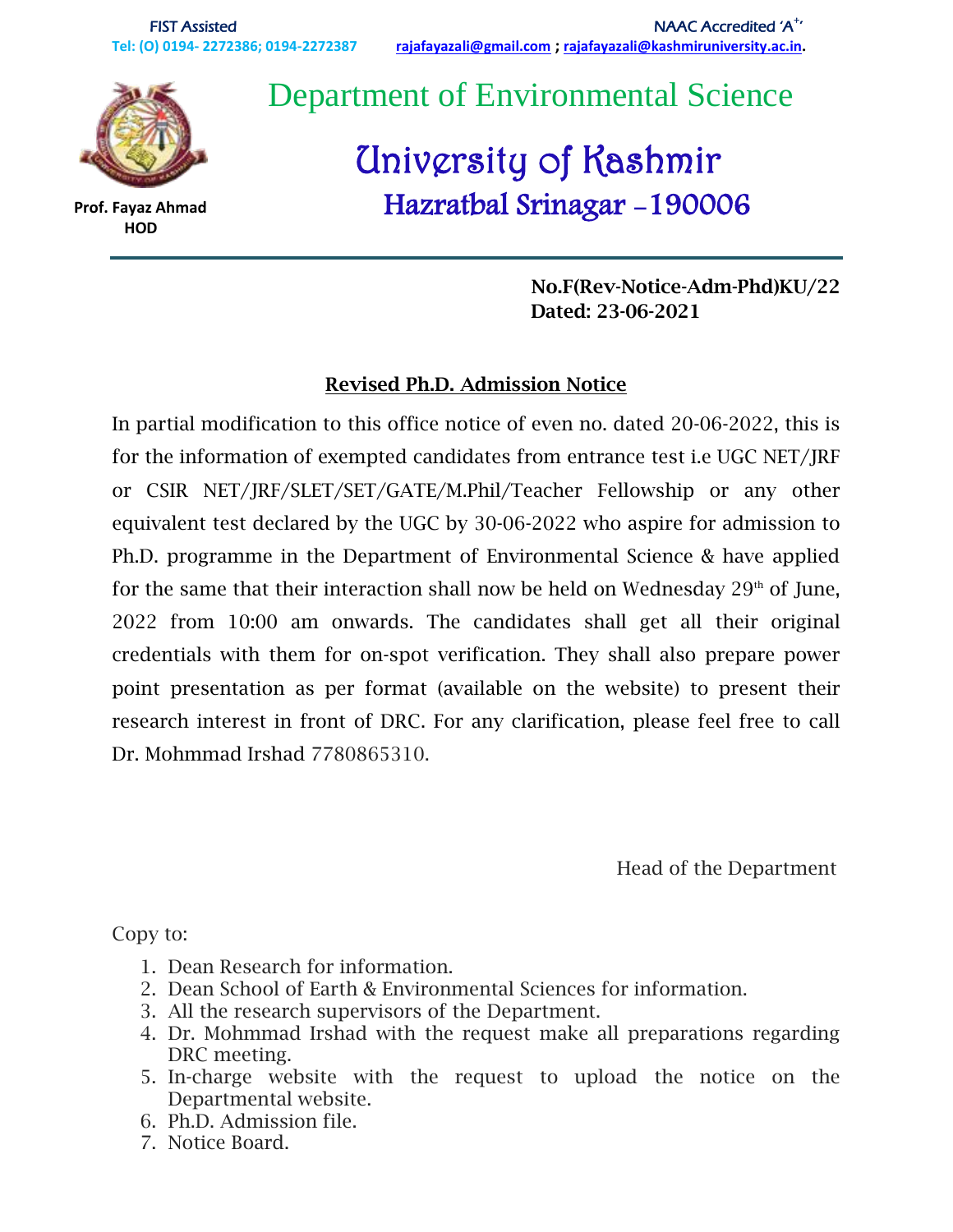FIST Assisted | NAAC Accredited 'A+'

Tel: (O) 0194- 2272386; 0194-2272387 | rajafayazali@gmail.com ; rajafayazali@kashmiruniversity.ac.in.

# Department of Environmental Science

## University of Kashmir

### Hazratbal Srinagar –190006

**Prof. Fayaz Ahmad**
**HOD**

**No.F(Rev-Notice-Adm-Phd)KU/22**
**Dated: 23-06-2021**

## Revised Ph.D. Admission Notice

In partial modification to this office notice of even no. dated 20-06-2022, this is for the information of exempted candidates from entrance test i.e UGC NET/JRF or CSIR NET/JRF/SLET/SET/GATE/M.Phil/Teacher Fellowship or any other equivalent test declared by the UGC by 30-06-2022 who aspire for admission to Ph.D. programme in the Department of Environmental Science & have applied for the same that their interaction shall now be held on Wednesday 29th of June, 2022 from 10:00 am onwards. The candidates shall get all their original credentials with them for on-spot verification. They shall also prepare power point presentation as per format (available on the website) to present their research interest in front of DRC. For any clarification, please feel free to call Dr. Mohmmad Irshad 7780865310.

Head of the Department

Copy to:

1. Dean Research for information.
2. Dean School of Earth & Environmental Sciences for information.
3. All the research supervisors of the Department.
4. Dr. Mohmmad Irshad with the request make all preparations regarding DRC meeting.
5. In-charge website with the request to upload the notice on the Departmental website.
6. Ph.D. Admission file.
7. Notice Board.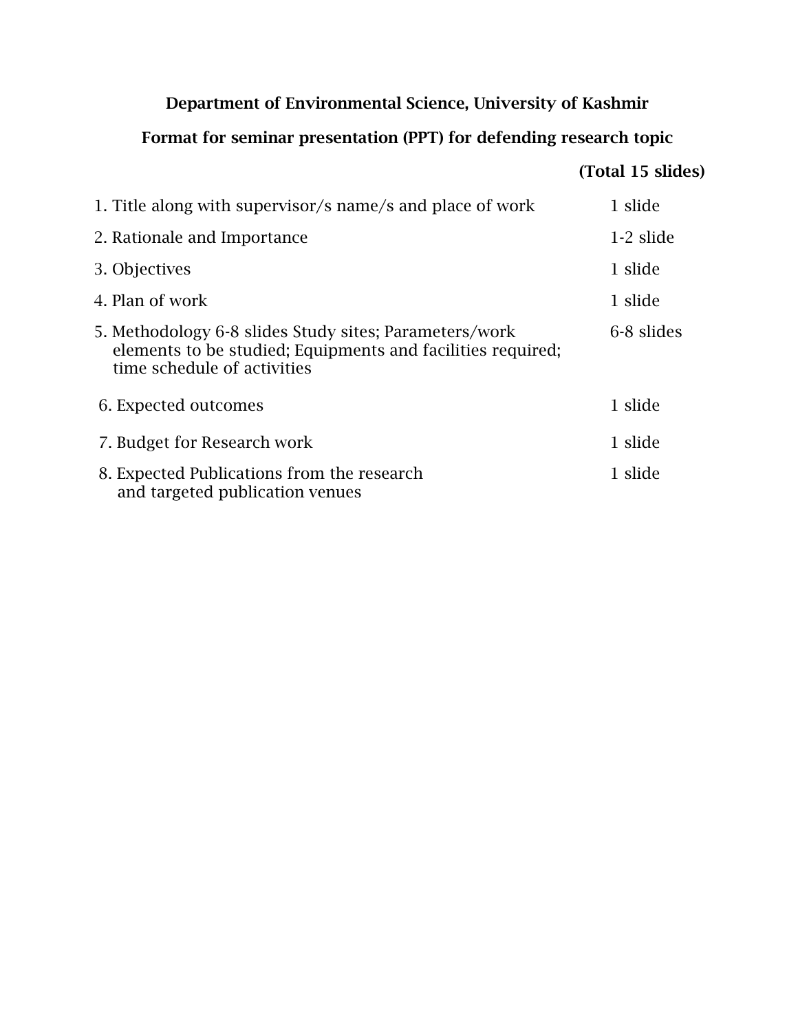**Department of Environmental Science, University of Kashmir**

**Format for seminar presentation (PPT) for defending research topic**

**(Total 15 slides)**

| | |
|---|---|
| 1. Title along with supervisor/s name/s and place of work | 1 slide |
| 2. Rationale and Importance | 1-2 slide |
| 3. Objectives | 1 slide |
| 4. Plan of work | 1 slide |
| 5. Methodology 6-8 slides Study sites; Parameters/work elements to be studied; Equipments and facilities required; time schedule of activities | 6-8 slides |
| 6. Expected outcomes | 1 slide |
| 7. Budget for Research work | 1 slide |
| 8. Expected Publications from the research and targeted publication venues | 1 slide |